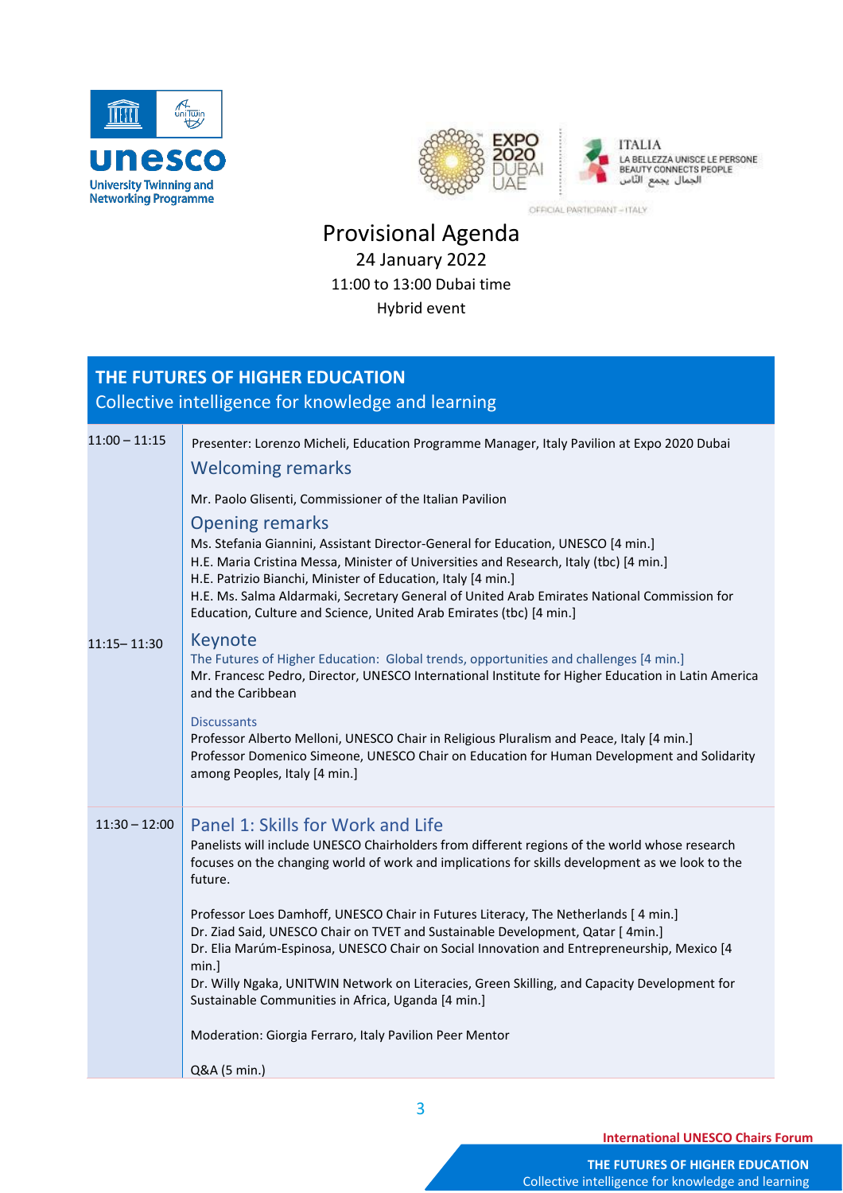# Provisional Agenda

24 January 2022

11:00 to 13:00 Dubai time

Hybrid event

## THE FUTURES OF HIGHER EDUCATION

Collective intelligence for knowledge and learning

| Time | Programme |
|---|---|
| 11:00 – 11:15 | Presenter: Lorenzo Micheli, Education Programme Manager, Italy Pavilion at Expo 2020 Dubai<br><br>**Welcoming remarks**<br><br>Mr. Paolo Glisenti, Commissioner of the Italian Pavilion<br><br>**Opening remarks**<br><br>Ms. Stefania Giannini, Assistant Director-General for Education, UNESCO [4 min.]<br>H.E. Maria Cristina Messa, Minister of Universities and Research, Italy (tbc) [4 min.]<br>H.E. Patrizio Bianchi, Minister of Education, Italy [4 min.]<br>H.E. Ms. Salma Aldarmaki, Secretary General of United Arab Emirates National Commission for Education, Culture and Science, United Arab Emirates (tbc) [4 min.] |
| 11:15– 11:30 | **Keynote**<br><br>The Futures of Higher Education: Global trends, opportunities and challenges [4 min.]<br>Mr. Francesc Pedro, Director, UNESCO International Institute for Higher Education in Latin America and the Caribbean<br><br>Discussants<br>Professor Alberto Melloni, UNESCO Chair in Religious Pluralism and Peace, Italy [4 min.]<br>Professor Domenico Simeone, UNESCO Chair on Education for Human Development and Solidarity among Peoples, Italy [4 min.] |
| 11:30 – 12:00 | **Panel 1: Skills for Work and Life**<br><br>Panelists will include UNESCO Chairholders from different regions of the world whose research focuses on the changing world of work and implications for skills development as we look to the future.<br><br>Professor Loes Damhoff, UNESCO Chair in Futures Literacy, The Netherlands [ 4 min.]<br>Dr. Ziad Said, UNESCO Chair on TVET and Sustainable Development, Qatar [ 4min.]<br>Dr. Elia Marúm-Espinosa, UNESCO Chair on Social Innovation and Entrepreneurship, Mexico [4 min.]<br>Dr. Willy Ngaka, UNITWIN Network on Literacies, Green Skilling, and Capacity Development for Sustainable Communities in Africa, Uganda [4 min.]<br><br>Moderation: Giorgia Ferraro, Italy Pavilion Peer Mentor<br><br>Q&A (5 min.) |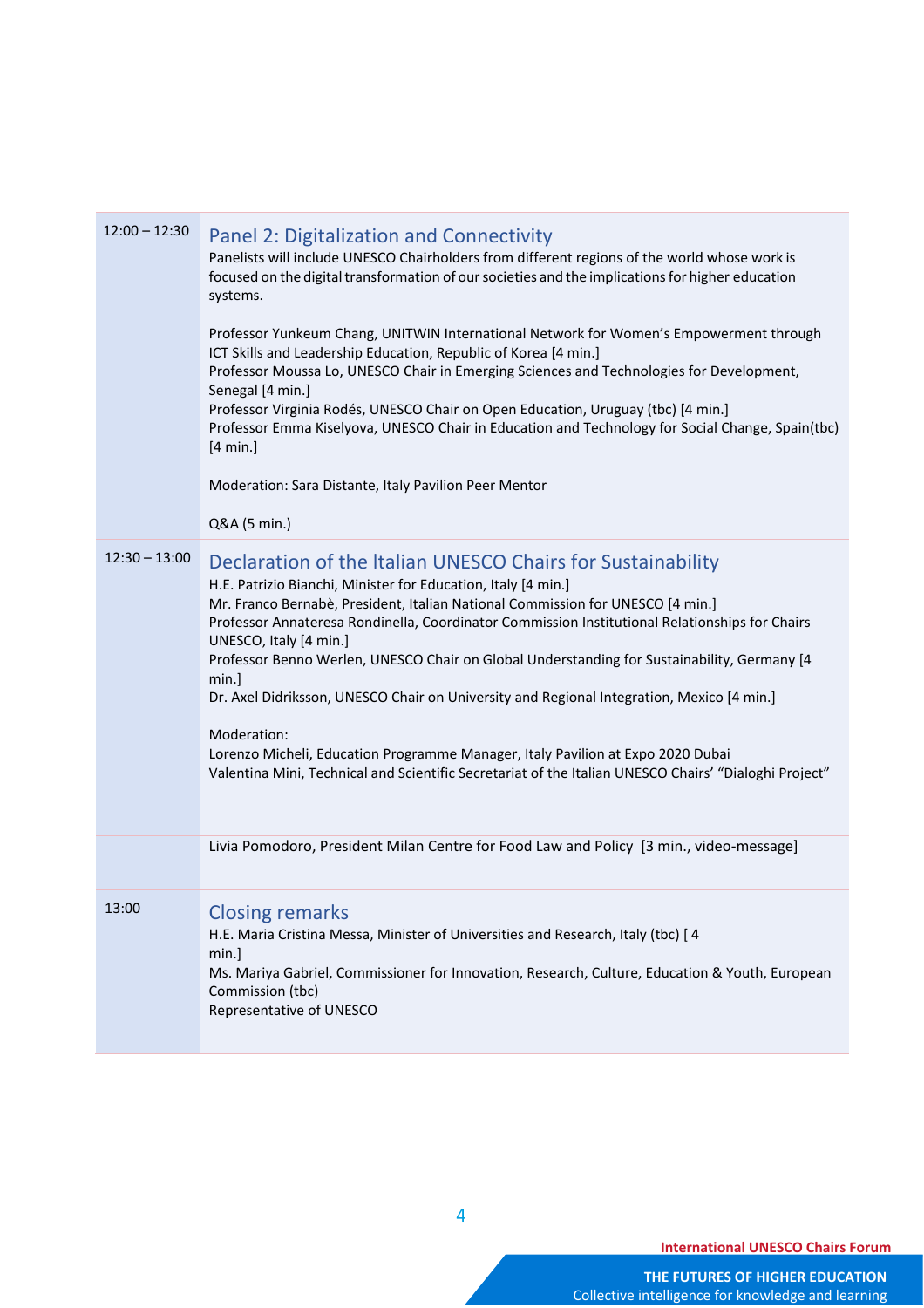| | |
|---|---|
| 12:00 – 12:30 | **Panel 2: Digitalization and Connectivity**<br>Panelists will include UNESCO Chairholders from different regions of the world whose work is focused on the digital transformation of our societies and the implications for higher education systems.<br><br>Professor Yunkeum Chang, UNITWIN International Network for Women's Empowerment through ICT Skills and Leadership Education, Republic of Korea [4 min.]<br>Professor Moussa Lo, UNESCO Chair in Emerging Sciences and Technologies for Development, Senegal [4 min.]<br>Professor Virginia Rodés, UNESCO Chair on Open Education, Uruguay (tbc) [4 min.]<br>Professor Emma Kiselyova, UNESCO Chair in Education and Technology for Social Change, Spain(tbc) [4 min.]<br><br>Moderation: Sara Distante, Italy Pavilion Peer Mentor<br><br>Q&A (5 min.) |
| 12:30 – 13:00 | **Declaration of the Italian UNESCO Chairs for Sustainability**<br>H.E. Patrizio Bianchi, Minister for Education, Italy [4 min.]<br>Mr. Franco Bernabè, President, Italian National Commission for UNESCO [4 min.]<br>Professor Annateresa Rondinella, Coordinator Commission Institutional Relationships for Chairs UNESCO, Italy [4 min.]<br>Professor Benno Werlen, UNESCO Chair on Global Understanding for Sustainability, Germany [4 min.]<br>Dr. Axel Didriksson, UNESCO Chair on University and Regional Integration, Mexico [4 min.]<br><br>Moderation:<br>Lorenzo Micheli, Education Programme Manager, Italy Pavilion at Expo 2020 Dubai<br>Valentina Mini, Technical and Scientific Secretariat of the Italian UNESCO Chairs' "Dialoghi Project" |
| | Livia Pomodoro, President Milan Centre for Food Law and Policy [3 min., video-message] |
| 13:00 | **Closing remarks**<br>H.E. Maria Cristina Messa, Minister of Universities and Research, Italy (tbc) [ 4 min.]<br>Ms. Mariya Gabriel, Commissioner for Innovation, Research, Culture, Education & Youth, European Commission (tbc)<br>Representative of UNESCO |